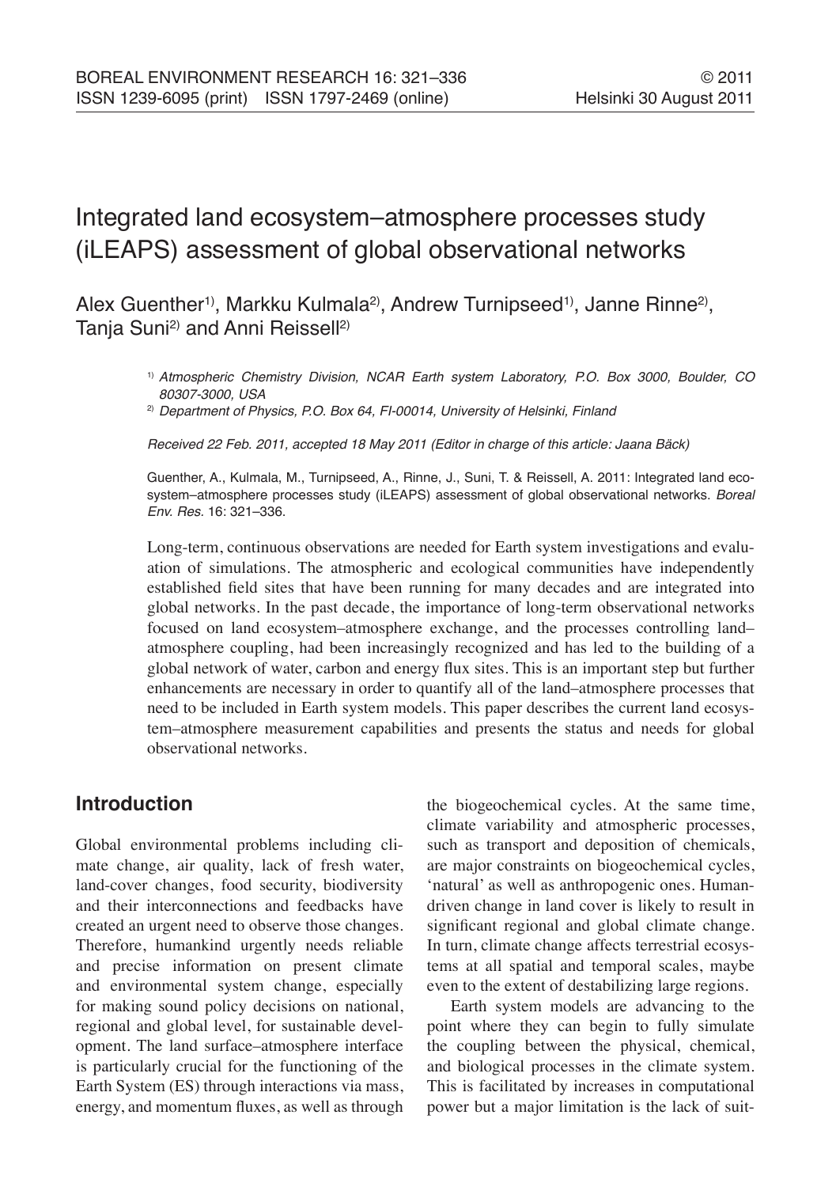# Integrated land ecosystem–atmosphere processes study (iLEAPS) assessment of global observational networks

Alex Guenther[1)], Markku Kulmala[2)], Andrew Turnipseed[1)], Janne Rinne[2)], Tanja Suni[2)] and Anni Reissell[2)]

[1)] *Atmospheric Chemistry Division, NCAR Earth system Laboratory, P.O. Box 3000, Boulder, CO 80307-3000, USA*

[2)] *Department of Physics, P.O. Box 64, FI-00014, University of Helsinki, Finland*

*Received 22 Feb. 2011, accepted 18 May 2011 (Editor in charge of this article: Jaana Bäck)*

Guenther, A., Kulmala, M., Turnipseed, A., Rinne, J., Suni, T. & Reissell, A. 2011: Integrated land ecosystem–atmosphere processes study (iLEAPS) assessment of global observational networks. *Boreal Env. Res.* 16: 321–336.

Long-term, continuous observations are needed for Earth system investigations and evaluation of simulations. The atmospheric and ecological communities have independently established field sites that have been running for many decades and are integrated into global networks. In the past decade, the importance of long-term observational networks focused on land ecosystem–atmosphere exchange, and the processes controlling land–atmosphere coupling, had been increasingly recognized and has led to the building of a global network of water, carbon and energy flux sites. This is an important step but further enhancements are necessary in order to quantify all of the land–atmosphere processes that need to be included in Earth system models. This paper describes the current land ecosystem–atmosphere measurement capabilities and presents the status and needs for global observational networks.

## Introduction

Global environmental problems including climate change, air quality, lack of fresh water, land-cover changes, food security, biodiversity and their interconnections and feedbacks have created an urgent need to observe those changes. Therefore, humankind urgently needs reliable and precise information on present climate and environmental system change, especially for making sound policy decisions on national, regional and global level, for sustainable development. The land surface–atmosphere interface is particularly crucial for the functioning of the Earth System (ES) through interactions via mass, energy, and momentum fluxes, as well as through the biogeochemical cycles. At the same time, climate variability and atmospheric processes, such as transport and deposition of chemicals, are major constraints on biogeochemical cycles, 'natural' as well as anthropogenic ones. Human-driven change in land cover is likely to result in significant regional and global climate change. In turn, climate change affects terrestrial ecosystems at all spatial and temporal scales, maybe even to the extent of destabilizing large regions.

Earth system models are advancing to the point where they can begin to fully simulate the coupling between the physical, chemical, and biological processes in the climate system. This is facilitated by increases in computational power but a major limitation is the lack of suit-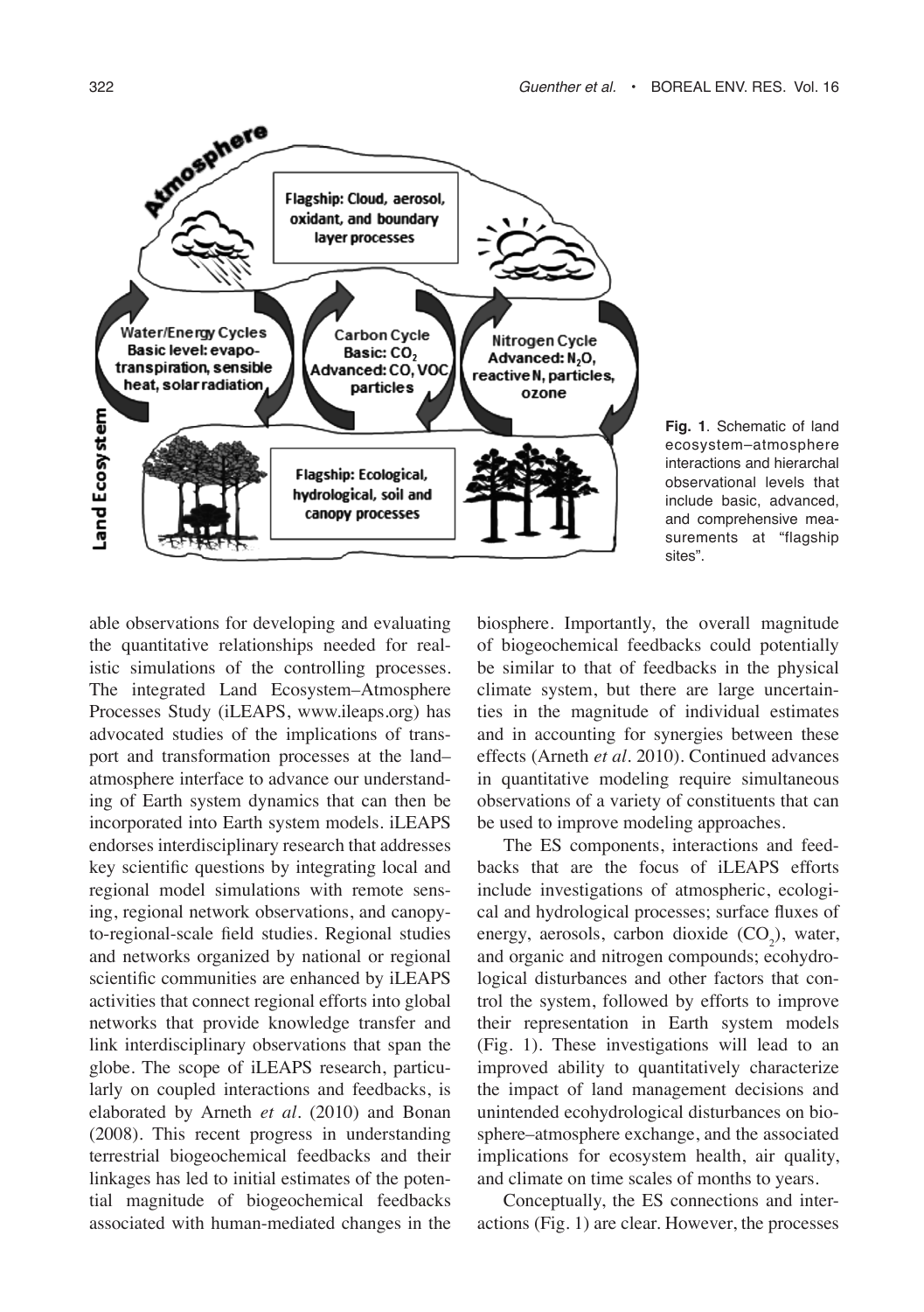Fig. 1. Schematic of land ecosystem–atmosphere interactions and hierarchal observational levels that include basic, advanced, and comprehensive measurements at "flagship sites".

able observations for developing and evaluating the quantitative relationships needed for realistic simulations of the controlling processes. The integrated Land Ecosystem–Atmosphere Processes Study (iLEAPS, www.ileaps.org) has advocated studies of the implications of transport and transformation processes at the land–atmosphere interface to advance our understanding of Earth system dynamics that can then be incorporated into Earth system models. iLEAPS endorses interdisciplinary research that addresses key scientific questions by integrating local and regional model simulations with remote sensing, regional network observations, and canopy-to-regional-scale field studies. Regional studies and networks organized by national or regional scientific communities are enhanced by iLEAPS activities that connect regional efforts into global networks that provide knowledge transfer and link interdisciplinary observations that span the globe. The scope of iLEAPS research, particularly on coupled interactions and feedbacks, is elaborated by Arneth *et al.* (2010) and Bonan (2008). This recent progress in understanding terrestrial biogeochemical feedbacks and their linkages has led to initial estimates of the potential magnitude of biogeochemical feedbacks associated with human-mediated changes in the biosphere. Importantly, the overall magnitude of biogeochemical feedbacks could potentially be similar to that of feedbacks in the physical climate system, but there are large uncertainties in the magnitude of individual estimates and in accounting for synergies between these effects (Arneth *et al.* 2010). Continued advances in quantitative modeling require simultaneous observations of a variety of constituents that can be used to improve modeling approaches.

The ES components, interactions and feedbacks that are the focus of iLEAPS efforts include investigations of atmospheric, ecological and hydrological processes; surface fluxes of energy, aerosols, carbon dioxide ($CO_2$), water, and organic and nitrogen compounds; ecohydrological disturbances and other factors that control the system, followed by efforts to improve their representation in Earth system models (Fig. 1). These investigations will lead to an improved ability to quantitatively characterize the impact of land management decisions and unintended ecohydrological disturbances on biosphere–atmosphere exchange, and the associated implications for ecosystem health, air quality, and climate on time scales of months to years.

Conceptually, the ES connections and interactions (Fig. 1) are clear. However, the processes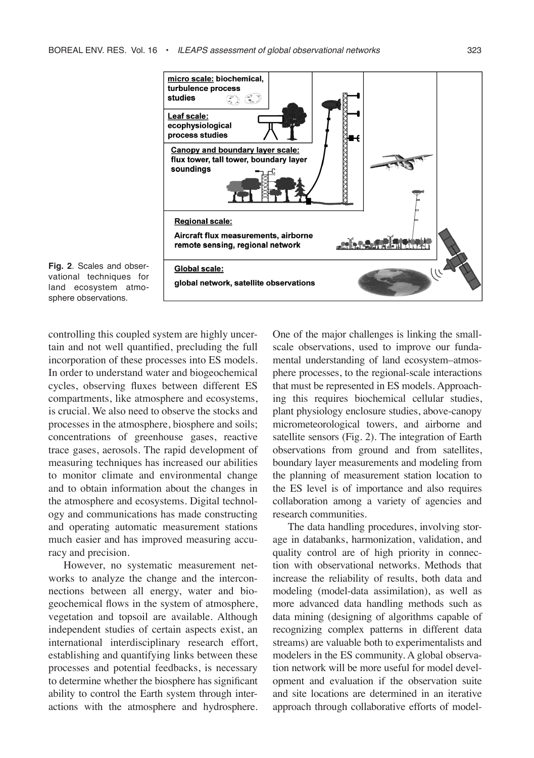**Fig. 2**. Scales and observational techniques for land ecosystem atmosphere observations.

controlling this coupled system are highly uncertain and not well quantified, precluding the full incorporation of these processes into ES models. In order to understand water and biogeochemical cycles, observing fluxes between different ES compartments, like atmosphere and ecosystems, is crucial. We also need to observe the stocks and processes in the atmosphere, biosphere and soils; concentrations of greenhouse gases, reactive trace gases, aerosols. The rapid development of measuring techniques has increased our abilities to monitor climate and environmental change and to obtain information about the changes in the atmosphere and ecosystems. Digital technology and communications has made constructing and operating automatic measurement stations much easier and has improved measuring accuracy and precision.

However, no systematic measurement networks to analyze the change and the interconnections between all energy, water and biogeochemical flows in the system of atmosphere, vegetation and topsoil are available. Although independent studies of certain aspects exist, an international interdisciplinary research effort, establishing and quantifying links between these processes and potential feedbacks, is necessary to determine whether the biosphere has significant ability to control the Earth system through interactions with the atmosphere and hydrosphere. One of the major challenges is linking the small-scale observations, used to improve our fundamental understanding of land ecosystem–atmosphere processes, to the regional-scale interactions that must be represented in ES models. Approaching this requires biochemical cellular studies, plant physiology enclosure studies, above-canopy micrometeorological towers, and airborne and satellite sensors (Fig. 2). The integration of Earth observations from ground and from satellites, boundary layer measurements and modeling from the planning of measurement station location to the ES level is of importance and also requires collaboration among a variety of agencies and research communities.

The data handling procedures, involving storage in databanks, harmonization, validation, and quality control are of high priority in connection with observational networks. Methods that increase the reliability of results, both data and modeling (model-data assimilation), as well as more advanced data handling methods such as data mining (designing of algorithms capable of recognizing complex patterns in different data streams) are valuable both to experimentalists and modelers in the ES community. A global observation network will be more useful for model development and evaluation if the observation suite and site locations are determined in an iterative approach through collaborative efforts of model-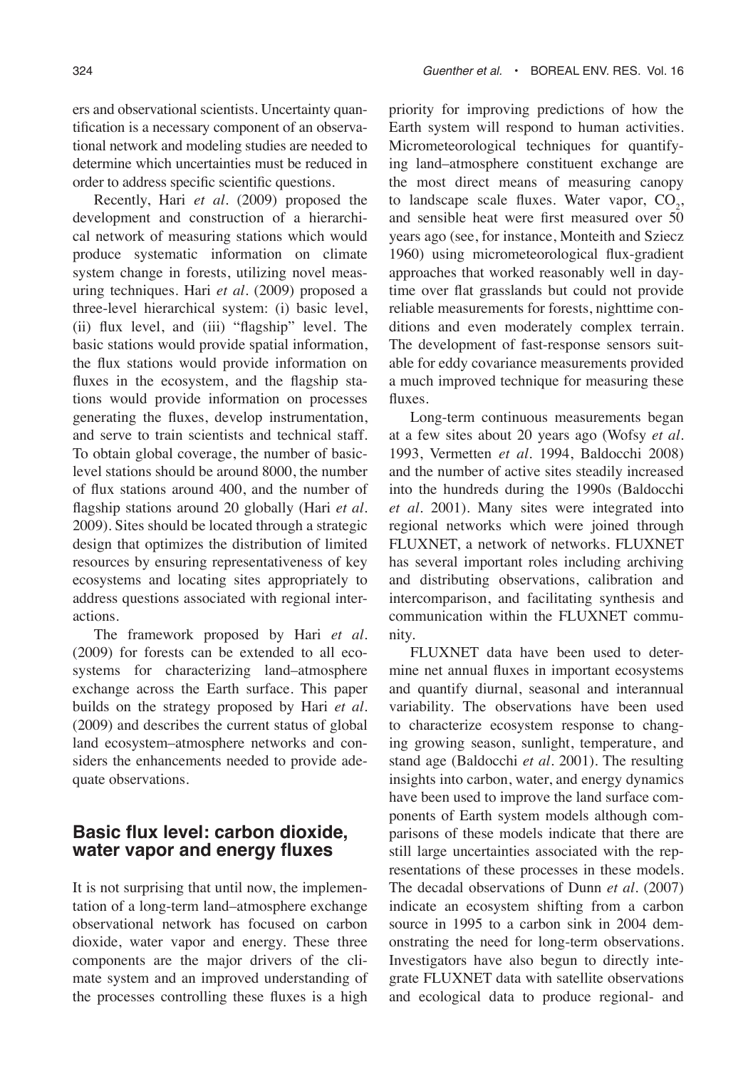ers and observational scientists. Uncertainty quantification is a necessary component of an observational network and modeling studies are needed to determine which uncertainties must be reduced in order to address specific scientific questions.

Recently, Hari *et al.* (2009) proposed the development and construction of a hierarchical network of measuring stations which would produce systematic information on climate system change in forests, utilizing novel measuring techniques. Hari *et al.* (2009) proposed a three-level hierarchical system: (i) basic level, (ii) flux level, and (iii) "flagship" level. The basic stations would provide spatial information, the flux stations would provide information on fluxes in the ecosystem, and the flagship stations would provide information on processes generating the fluxes, develop instrumentation, and serve to train scientists and technical staff. To obtain global coverage, the number of basic-level stations should be around 8000, the number of flux stations around 400, and the number of flagship stations around 20 globally (Hari *et al.* 2009). Sites should be located through a strategic design that optimizes the distribution of limited resources by ensuring representativeness of key ecosystems and locating sites appropriately to address questions associated with regional interactions.

The framework proposed by Hari *et al.* (2009) for forests can be extended to all ecosystems for characterizing land–atmosphere exchange across the Earth surface. This paper builds on the strategy proposed by Hari *et al.* (2009) and describes the current status of global land ecosystem–atmosphere networks and considers the enhancements needed to provide adequate observations.

## Basic flux level: carbon dioxide, water vapor and energy fluxes

It is not surprising that until now, the implementation of a long-term land–atmosphere exchange observational network has focused on carbon dioxide, water vapor and energy. These three components are the major drivers of the climate system and an improved understanding of the processes controlling these fluxes is a high priority for improving predictions of how the Earth system will respond to human activities. Micrometeorological techniques for quantifying land–atmosphere constituent exchange are the most direct means of measuring canopy to landscape scale fluxes. Water vapor, $CO_2$, and sensible heat were first measured over 50 years ago (see, for instance, Monteith and Sziecz 1960) using micrometeorological flux-gradient approaches that worked reasonably well in daytime over flat grasslands but could not provide reliable measurements for forests, nighttime conditions and even moderately complex terrain. The development of fast-response sensors suitable for eddy covariance measurements provided a much improved technique for measuring these fluxes.

Long-term continuous measurements began at a few sites about 20 years ago (Wofsy *et al.* 1993, Vermetten *et al.* 1994, Baldocchi 2008) and the number of active sites steadily increased into the hundreds during the 1990s (Baldocchi *et al.* 2001). Many sites were integrated into regional networks which were joined through FLUXNET, a network of networks. FLUXNET has several important roles including archiving and distributing observations, calibration and intercomparison, and facilitating synthesis and communication within the FLUXNET community.

FLUXNET data have been used to determine net annual fluxes in important ecosystems and quantify diurnal, seasonal and interannual variability. The observations have been used to characterize ecosystem response to changing growing season, sunlight, temperature, and stand age (Baldocchi *et al.* 2001). The resulting insights into carbon, water, and energy dynamics have been used to improve the land surface components of Earth system models although comparisons of these models indicate that there are still large uncertainties associated with the representations of these processes in these models. The decadal observations of Dunn *et al.* (2007) indicate an ecosystem shifting from a carbon source in 1995 to a carbon sink in 2004 demonstrating the need for long-term observations. Investigators have also begun to directly integrate FLUXNET data with satellite observations and ecological data to produce regional- and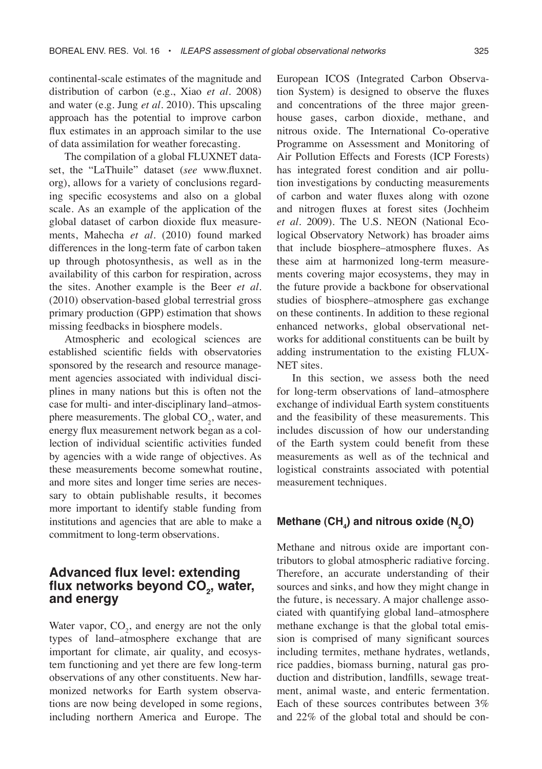continental-scale estimates of the magnitude and distribution of carbon (e.g., Xiao *et al.* 2008) and water (e.g. Jung *et al.* 2010). This upscaling approach has the potential to improve carbon flux estimates in an approach similar to the use of data assimilation for weather forecasting.

The compilation of a global FLUXNET dataset, the "LaThuile" dataset (*see* www.fluxnet.org), allows for a variety of conclusions regarding specific ecosystems and also on a global scale. As an example of the application of the global dataset of carbon dioxide flux measurements, Mahecha *et al.* (2010) found marked differences in the long-term fate of carbon taken up through photosynthesis, as well as in the availability of this carbon for respiration, across the sites. Another example is the Beer *et al.* (2010) observation-based global terrestrial gross primary production (GPP) estimation that shows missing feedbacks in biosphere models.

Atmospheric and ecological sciences are established scientific fields with observatories sponsored by the research and resource management agencies associated with individual disciplines in many nations but this is often not the case for multi- and inter-disciplinary land–atmosphere measurements. The global $CO_2$, water, and energy flux measurement network began as a collection of individual scientific activities funded by agencies with a wide range of objectives. As these measurements become somewhat routine, and more sites and longer time series are necessary to obtain publishable results, it becomes more important to identify stable funding from institutions and agencies that are able to make a commitment to long-term observations.

## Advanced flux level: extending flux networks beyond $CO_2$, water, and energy

Water vapor, $CO_2$, and energy are not the only types of land–atmosphere exchange that are important for climate, air quality, and ecosystem functioning and yet there are few long-term observations of any other constituents. New harmonized networks for Earth system observations are now being developed in some regions, including northern America and Europe. The European ICOS (Integrated Carbon Observation System) is designed to observe the fluxes and concentrations of the three major greenhouse gases, carbon dioxide, methane, and nitrous oxide. The International Co-operative Programme on Assessment and Monitoring of Air Pollution Effects and Forests (ICP Forests) has integrated forest condition and air pollution investigations by conducting measurements of carbon and water fluxes along with ozone and nitrogen fluxes at forest sites (Jochheim *et al.* 2009). The U.S. NEON (National Ecological Observatory Network) has broader aims that include biosphere–atmosphere fluxes. As these aim at harmonized long-term measurements covering major ecosystems, they may in the future provide a backbone for observational studies of biosphere–atmosphere gas exchange on these continents. In addition to these regional enhanced networks, global observational networks for additional constituents can be built by adding instrumentation to the existing FLUXNET sites.

In this section, we assess both the need for long-term observations of land–atmosphere exchange of individual Earth system constituents and the feasibility of these measurements. This includes discussion of how our understanding of the Earth system could benefit from these measurements as well as of the technical and logistical constraints associated with potential measurement techniques.

### Methane ($CH_4$) and nitrous oxide ($N_2O$)

Methane and nitrous oxide are important contributors to global atmospheric radiative forcing. Therefore, an accurate understanding of their sources and sinks, and how they might change in the future, is necessary. A major challenge associated with quantifying global land–atmosphere methane exchange is that the global total emission is comprised of many significant sources including termites, methane hydrates, wetlands, rice paddies, biomass burning, natural gas production and distribution, landfills, sewage treatment, animal waste, and enteric fermentation. Each of these sources contributes between 3% and 22% of the global total and should be con-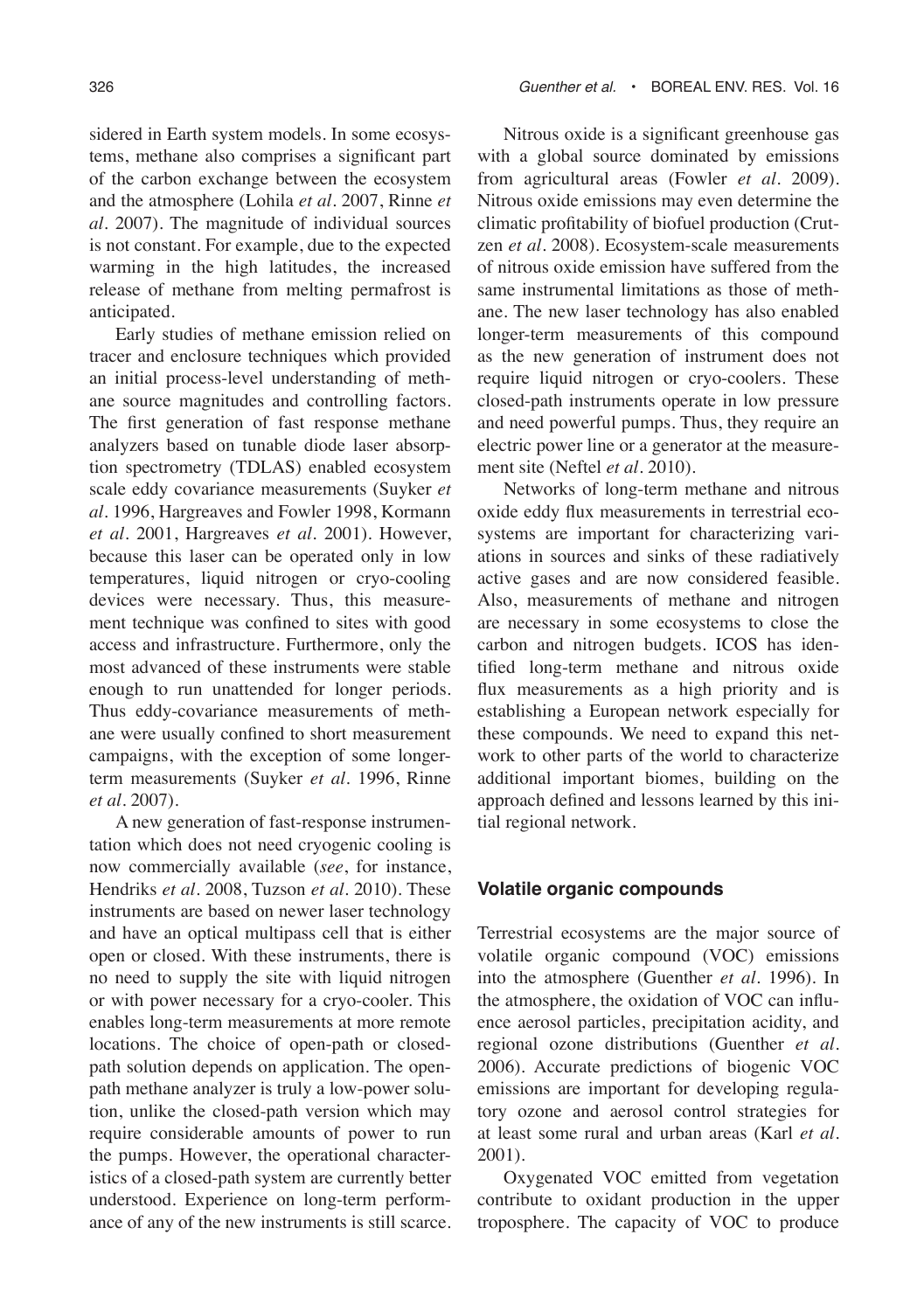sidered in Earth system models. In some ecosystems, methane also comprises a significant part of the carbon exchange between the ecosystem and the atmosphere (Lohila *et al.* 2007, Rinne *et al.* 2007). The magnitude of individual sources is not constant. For example, due to the expected warming in the high latitudes, the increased release of methane from melting permafrost is anticipated.

Early studies of methane emission relied on tracer and enclosure techniques which provided an initial process-level understanding of methane source magnitudes and controlling factors. The first generation of fast response methane analyzers based on tunable diode laser absorption spectrometry (TDLAS) enabled ecosystem scale eddy covariance measurements (Suyker *et al.* 1996, Hargreaves and Fowler 1998, Kormann *et al.* 2001, Hargreaves *et al.* 2001). However, because this laser can be operated only in low temperatures, liquid nitrogen or cryo-cooling devices were necessary. Thus, this measurement technique was confined to sites with good access and infrastructure. Furthermore, only the most advanced of these instruments were stable enough to run unattended for longer periods. Thus eddy-covariance measurements of methane were usually confined to short measurement campaigns, with the exception of some longer-term measurements (Suyker *et al.* 1996, Rinne *et al.* 2007).

A new generation of fast-response instrumentation which does not need cryogenic cooling is now commercially available (*see*, for instance, Hendriks *et al.* 2008, Tuzson *et al.* 2010). These instruments are based on newer laser technology and have an optical multipass cell that is either open or closed. With these instruments, there is no need to supply the site with liquid nitrogen or with power necessary for a cryo-cooler. This enables long-term measurements at more remote locations. The choice of open-path or closed-path solution depends on application. The open-path methane analyzer is truly a low-power solution, unlike the closed-path version which may require considerable amounts of power to run the pumps. However, the operational characteristics of a closed-path system are currently better understood. Experience on long-term performance of any of the new instruments is still scarce.

Nitrous oxide is a significant greenhouse gas with a global source dominated by emissions from agricultural areas (Fowler *et al.* 2009). Nitrous oxide emissions may even determine the climatic profitability of biofuel production (Crutzen *et al.* 2008). Ecosystem-scale measurements of nitrous oxide emission have suffered from the same instrumental limitations as those of methane. The new laser technology has also enabled longer-term measurements of this compound as the new generation of instrument does not require liquid nitrogen or cryo-coolers. These closed-path instruments operate in low pressure and need powerful pumps. Thus, they require an electric power line or a generator at the measurement site (Neftel *et al.* 2010).

Networks of long-term methane and nitrous oxide eddy flux measurements in terrestrial ecosystems are important for characterizing variations in sources and sinks of these radiatively active gases and are now considered feasible. Also, measurements of methane and nitrogen are necessary in some ecosystems to close the carbon and nitrogen budgets. ICOS has identified long-term methane and nitrous oxide flux measurements as a high priority and is establishing a European network especially for these compounds. We need to expand this network to other parts of the world to characterize additional important biomes, building on the approach defined and lessons learned by this initial regional network.

## Volatile organic compounds

Terrestrial ecosystems are the major source of volatile organic compound (VOC) emissions into the atmosphere (Guenther *et al.* 1996). In the atmosphere, the oxidation of VOC can influence aerosol particles, precipitation acidity, and regional ozone distributions (Guenther *et al.* 2006). Accurate predictions of biogenic VOC emissions are important for developing regulatory ozone and aerosol control strategies for at least some rural and urban areas (Karl *et al.* 2001).

Oxygenated VOC emitted from vegetation contribute to oxidant production in the upper troposphere. The capacity of VOC to produce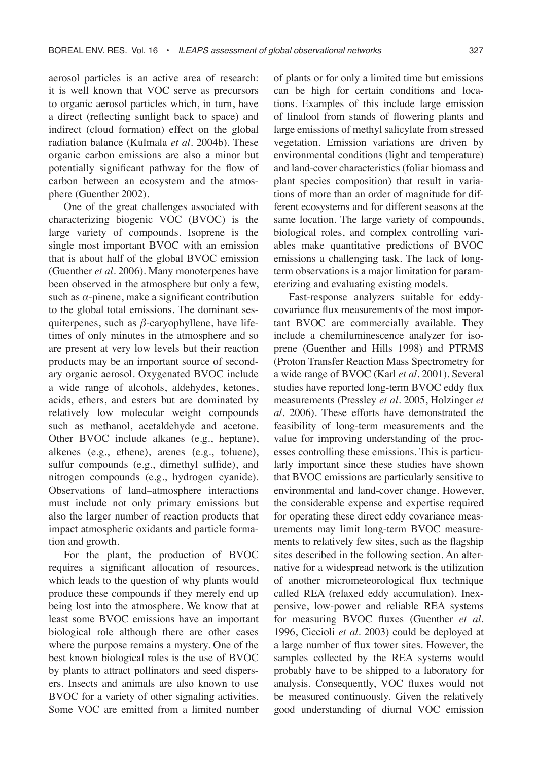aerosol particles is an active area of research: it is well known that VOC serve as precursors to organic aerosol particles which, in turn, have a direct (reflecting sunlight back to space) and indirect (cloud formation) effect on the global radiation balance (Kulmala *et al*. 2004b). These organic carbon emissions are also a minor but potentially significant pathway for the flow of carbon between an ecosystem and the atmosphere (Guenther 2002).

One of the great challenges associated with characterizing biogenic VOC (BVOC) is the large variety of compounds. Isoprene is the single most important BVOC with an emission that is about half of the global BVOC emission (Guenther *et al*. 2006). Many monoterpenes have been observed in the atmosphere but only a few, such as $\alpha$-pinene, make a significant contribution to the global total emissions. The dominant sesquiterpenes, such as $\beta$-caryophyllene, have lifetimes of only minutes in the atmosphere and so are present at very low levels but their reaction products may be an important source of secondary organic aerosol. Oxygenated BVOC include a wide range of alcohols, aldehydes, ketones, acids, ethers, and esters but are dominated by relatively low molecular weight compounds such as methanol, acetaldehyde and acetone. Other BVOC include alkanes (e.g., heptane), alkenes (e.g., ethene), arenes (e.g., toluene), sulfur compounds (e.g., dimethyl sulfide), and nitrogen compounds (e.g., hydrogen cyanide). Observations of land–atmosphere interactions must include not only primary emissions but also the larger number of reaction products that impact atmospheric oxidants and particle formation and growth.

For the plant, the production of BVOC requires a significant allocation of resources, which leads to the question of why plants would produce these compounds if they merely end up being lost into the atmosphere. We know that at least some BVOC emissions have an important biological role although there are other cases where the purpose remains a mystery. One of the best known biological roles is the use of BVOC by plants to attract pollinators and seed dispersers. Insects and animals are also known to use BVOC for a variety of other signaling activities. Some VOC are emitted from a limited number of plants or for only a limited time but emissions can be high for certain conditions and locations. Examples of this include large emission of linalool from stands of flowering plants and large emissions of methyl salicylate from stressed vegetation. Emission variations are driven by environmental conditions (light and temperature) and land-cover characteristics (foliar biomass and plant species composition) that result in variations of more than an order of magnitude for different ecosystems and for different seasons at the same location. The large variety of compounds, biological roles, and complex controlling variables make quantitative predictions of BVOC emissions a challenging task. The lack of long-term observations is a major limitation for parameterizing and evaluating existing models.

Fast-response analyzers suitable for eddy-covariance flux measurements of the most important BVOC are commercially available. They include a chemiluminescence analyzer for isoprene (Guenther and Hills 1998) and PTRMS (Proton Transfer Reaction Mass Spectrometry for a wide range of BVOC (Karl *et al*. 2001). Several studies have reported long-term BVOC eddy flux measurements (Pressley *et al*. 2005, Holzinger *et al*. 2006). These efforts have demonstrated the feasibility of long-term measurements and the value for improving understanding of the processes controlling these emissions. This is particularly important since these studies have shown that BVOC emissions are particularly sensitive to environmental and land-cover change. However, the considerable expense and expertise required for operating these direct eddy covariance measurements may limit long-term BVOC measurements to relatively few sites, such as the flagship sites described in the following section. An alternative for a widespread network is the utilization of another micrometeorological flux technique called REA (relaxed eddy accumulation). Inexpensive, low-power and reliable REA systems for measuring BVOC fluxes (Guenther *et al*. 1996, Ciccioli *et al*. 2003) could be deployed at a large number of flux tower sites. However, the samples collected by the REA systems would probably have to be shipped to a laboratory for analysis. Consequently, VOC fluxes would not be measured continuously. Given the relatively good understanding of diurnal VOC emission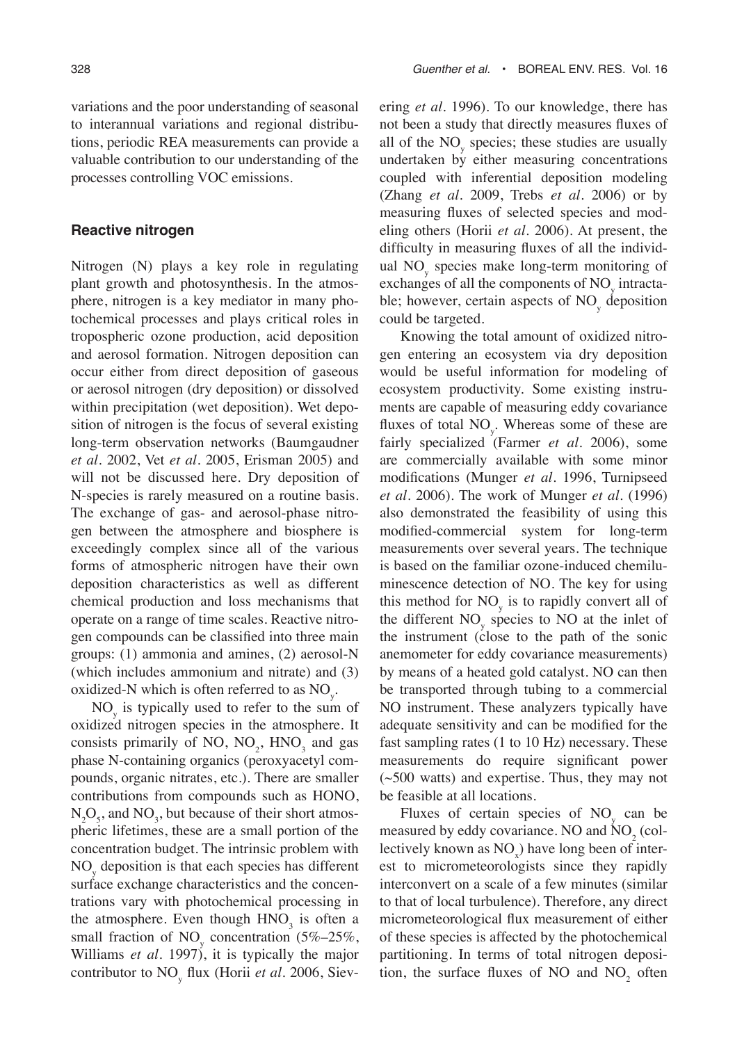variations and the poor understanding of seasonal to interannual variations and regional distributions, periodic REA measurements can provide a valuable contribution to our understanding of the processes controlling VOC emissions.

## Reactive nitrogen

Nitrogen (N) plays a key role in regulating plant growth and photosynthesis. In the atmosphere, nitrogen is a key mediator in many photochemical processes and plays critical roles in tropospheric ozone production, acid deposition and aerosol formation. Nitrogen deposition can occur either from direct deposition of gaseous or aerosol nitrogen (dry deposition) or dissolved within precipitation (wet deposition). Wet deposition of nitrogen is the focus of several existing long-term observation networks (Baumgaudner *et al.* 2002, Vet *et al.* 2005, Erisman 2005) and will not be discussed here. Dry deposition of N-species is rarely measured on a routine basis. The exchange of gas- and aerosol-phase nitrogen between the atmosphere and biosphere is exceedingly complex since all of the various forms of atmospheric nitrogen have their own deposition characteristics as well as different chemical production and loss mechanisms that operate on a range of time scales. Reactive nitrogen compounds can be classified into three main groups: (1) ammonia and amines, (2) aerosol-N (which includes ammonium and nitrate) and (3) oxidized-N which is often referred to as $NO_y$.

$NO_y$ is typically used to refer to the sum of oxidized nitrogen species in the atmosphere. It consists primarily of NO, $NO_2$, $HNO_3$ and gas phase N-containing organics (peroxyacetyl compounds, organic nitrates, etc.). There are smaller contributions from compounds such as HONO, $N_2O_5$, and $NO_3$, but because of their short atmospheric lifetimes, these are a small portion of the concentration budget. The intrinsic problem with $NO_y$ deposition is that each species has different surface exchange characteristics and the concentrations vary with photochemical processing in the atmosphere. Even though $HNO_3$ is often a small fraction of $NO_y$ concentration (5%–25%, Williams *et al.* 1997), it is typically the major contributor to $NO_y$ flux (Horii *et al.* 2006, Sievering *et al.* 1996). To our knowledge, there has not been a study that directly measures fluxes of all of the $NO_y$ species; these studies are usually undertaken by either measuring concentrations coupled with inferential deposition modeling (Zhang *et al.* 2009, Trebs *et al.* 2006) or by measuring fluxes of selected species and modeling others (Horii *et al.* 2006). At present, the difficulty in measuring fluxes of all the individual $NO_y$ species make long-term monitoring of exchanges of all the components of $NO_y$ intractable; however, certain aspects of $NO_y$ deposition could be targeted.

Knowing the total amount of oxidized nitrogen entering an ecosystem via dry deposition would be useful information for modeling of ecosystem productivity. Some existing instruments are capable of measuring eddy covariance fluxes of total $NO_y$. Whereas some of these are fairly specialized (Farmer *et al.* 2006), some are commercially available with some minor modifications (Munger *et al.* 1996, Turnipseed *et al.* 2006). The work of Munger *et al.* (1996) also demonstrated the feasibility of using this modified-commercial system for long-term measurements over several years. The technique is based on the familiar ozone-induced chemiluminescence detection of NO. The key for using this method for $NO_y$ is to rapidly convert all of the different $NO_y$ species to NO at the inlet of the instrument (close to the path of the sonic anemometer for eddy covariance measurements) by means of a heated gold catalyst. NO can then be transported through tubing to a commercial NO instrument. These analyzers typically have adequate sensitivity and can be modified for the fast sampling rates (1 to 10 Hz) necessary. These measurements do require significant power (~500 watts) and expertise. Thus, they may not be feasible at all locations.

Fluxes of certain species of $NO_y$ can be measured by eddy covariance. NO and $NO_2$ (collectively known as $NO_x$) have long been of interest to micrometeorologists since they rapidly interconvert on a scale of a few minutes (similar to that of local turbulence). Therefore, any direct micrometeorological flux measurement of either of these species is affected by the photochemical partitioning. In terms of total nitrogen deposition, the surface fluxes of NO and $NO_2$ often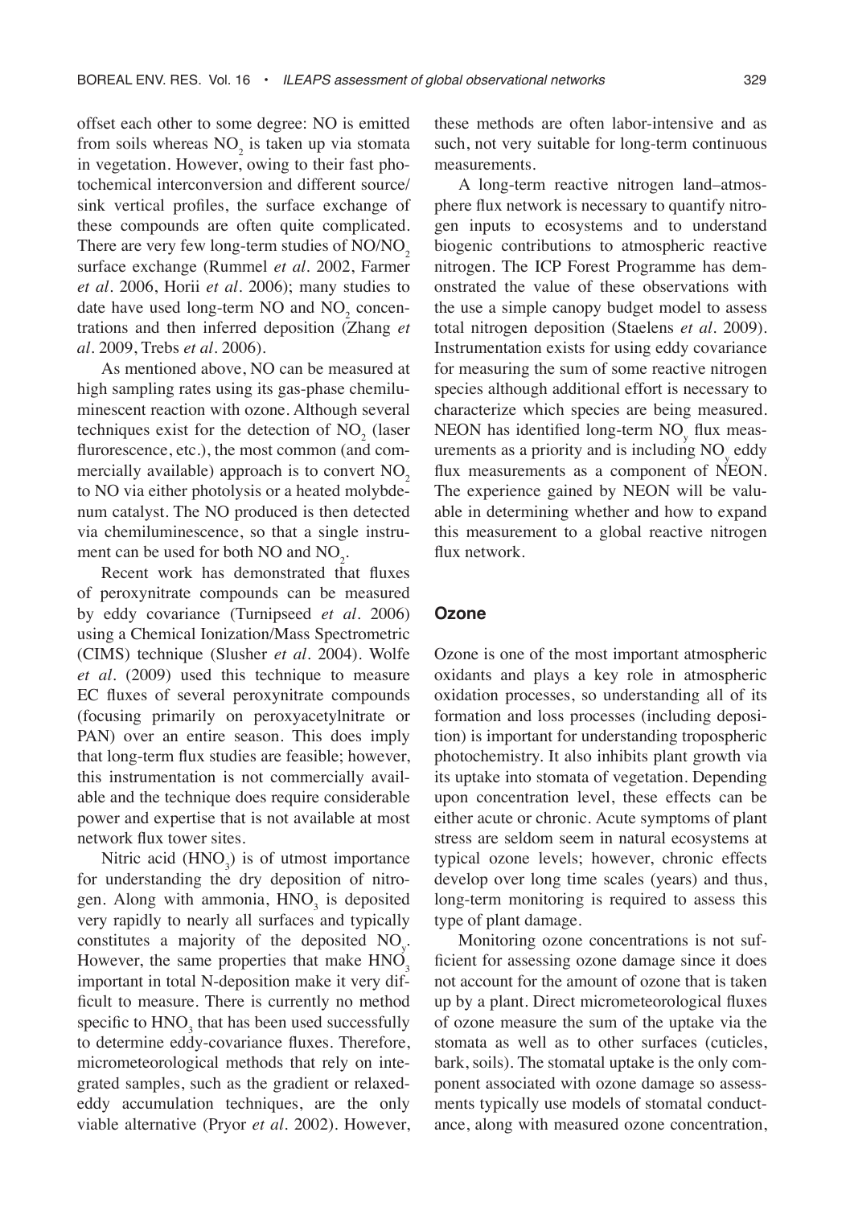offset each other to some degree: NO is emitted from soils whereas $NO_2$ is taken up via stomata in vegetation. However, owing to their fast photochemical interconversion and different source/sink vertical profiles, the surface exchange of these compounds are often quite complicated. There are very few long-term studies of $NO/NO_2$ surface exchange (Rummel *et al*. 2002, Farmer *et al*. 2006, Horii *et al*. 2006); many studies to date have used long-term NO and $NO_2$ concentrations and then inferred deposition (Zhang *et al*. 2009, Trebs *et al*. 2006).

As mentioned above, NO can be measured at high sampling rates using its gas-phase chemiluminescent reaction with ozone. Although several techniques exist for the detection of $NO_2$ (laser flurorescence, etc.), the most common (and commercially available) approach is to convert $NO_2$ to NO via either photolysis or a heated molybdenum catalyst. The NO produced is then detected via chemiluminescence, so that a single instrument can be used for both NO and $NO_2$.

Recent work has demonstrated that fluxes of peroxynitrate compounds can be measured by eddy covariance (Turnipseed *et al*. 2006) using a Chemical Ionization/Mass Spectrometric (CIMS) technique (Slusher *et al*. 2004). Wolfe *et al*. (2009) used this technique to measure EC fluxes of several peroxynitrate compounds (focusing primarily on peroxyacetylnitrate or PAN) over an entire season. This does imply that long-term flux studies are feasible; however, this instrumentation is not commercially available and the technique does require considerable power and expertise that is not available at most network flux tower sites.

Nitric acid ($HNO_3$) is of utmost importance for understanding the dry deposition of nitrogen. Along with ammonia, $HNO_3$ is deposited very rapidly to nearly all surfaces and typically constitutes a majority of the deposited $NO_y$. However, the same properties that make $HNO_3$ important in total N-deposition make it very difficult to measure. There is currently no method specific to $HNO_3$ that has been used successfully to determine eddy-covariance fluxes. Therefore, micrometeorological methods that rely on integrated samples, such as the gradient or relaxed-eddy accumulation techniques, are the only viable alternative (Pryor *et al*. 2002). However, these methods are often labor-intensive and as such, not very suitable for long-term continuous measurements.

A long-term reactive nitrogen land–atmosphere flux network is necessary to quantify nitrogen inputs to ecosystems and to understand biogenic contributions to atmospheric reactive nitrogen. The ICP Forest Programme has demonstrated the value of these observations with the use a simple canopy budget model to assess total nitrogen deposition (Staelens *et al*. 2009). Instrumentation exists for using eddy covariance for measuring the sum of some reactive nitrogen species although additional effort is necessary to characterize which species are being measured. NEON has identified long-term $NO_y$ flux measurements as a priority and is including $NO_y$ eddy flux measurements as a component of NEON. The experience gained by NEON will be valuable in determining whether and how to expand this measurement to a global reactive nitrogen flux network.

### Ozone

Ozone is one of the most important atmospheric oxidants and plays a key role in atmospheric oxidation processes, so understanding all of its formation and loss processes (including deposition) is important for understanding tropospheric photochemistry. It also inhibits plant growth via its uptake into stomata of vegetation. Depending upon concentration level, these effects can be either acute or chronic. Acute symptoms of plant stress are seldom seem in natural ecosystems at typical ozone levels; however, chronic effects develop over long time scales (years) and thus, long-term monitoring is required to assess this type of plant damage.

Monitoring ozone concentrations is not sufficient for assessing ozone damage since it does not account for the amount of ozone that is taken up by a plant. Direct micrometeorological fluxes of ozone measure the sum of the uptake via the stomata as well as to other surfaces (cuticles, bark, soils). The stomatal uptake is the only component associated with ozone damage so assessments typically use models of stomatal conductance, along with measured ozone concentration,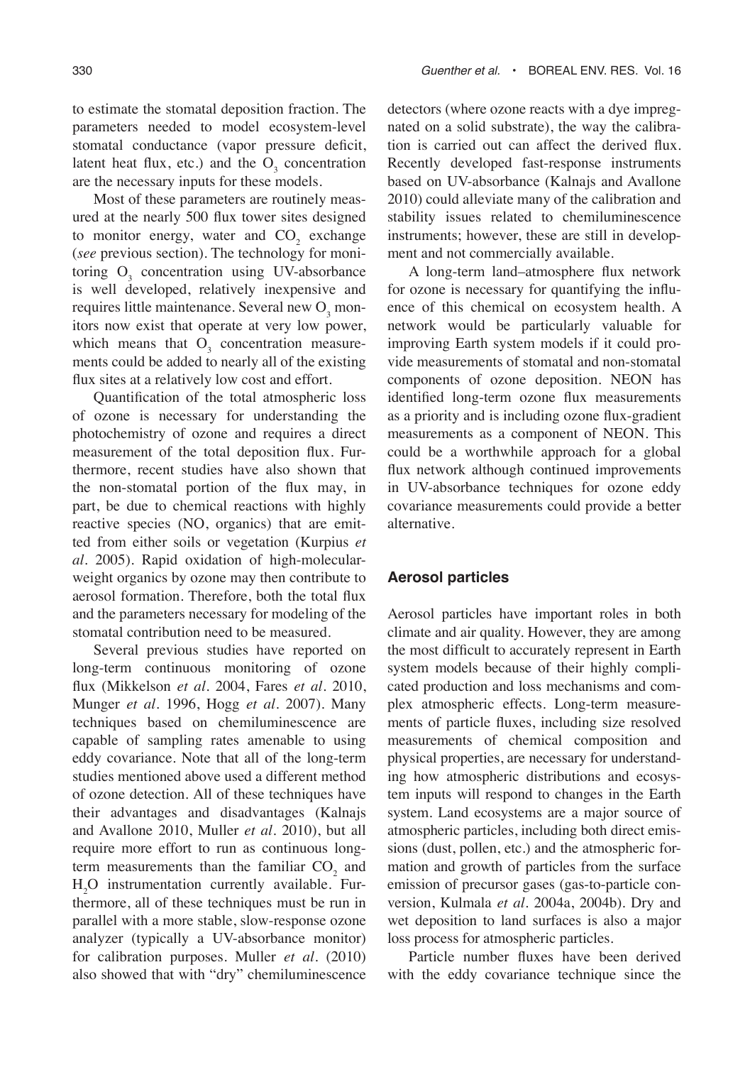to estimate the stomatal deposition fraction. The parameters needed to model ecosystem-level stomatal conductance (vapor pressure deficit, latent heat flux, etc.) and the $O_3$ concentration are the necessary inputs for these models.

Most of these parameters are routinely measured at the nearly 500 flux tower sites designed to monitor energy, water and $CO_2$ exchange (*see* previous section). The technology for monitoring $O_3$ concentration using UV-absorbance is well developed, relatively inexpensive and requires little maintenance. Several new $O_3$ monitors now exist that operate at very low power, which means that $O_3$ concentration measurements could be added to nearly all of the existing flux sites at a relatively low cost and effort.

Quantification of the total atmospheric loss of ozone is necessary for understanding the photochemistry of ozone and requires a direct measurement of the total deposition flux. Furthermore, recent studies have also shown that the non-stomatal portion of the flux may, in part, be due to chemical reactions with highly reactive species (NO, organics) that are emitted from either soils or vegetation (Kurpius *et al.* 2005). Rapid oxidation of high-molecular-weight organics by ozone may then contribute to aerosol formation. Therefore, both the total flux and the parameters necessary for modeling of the stomatal contribution need to be measured.

Several previous studies have reported on long-term continuous monitoring of ozone flux (Mikkelson *et al.* 2004, Fares *et al.* 2010, Munger *et al.* 1996, Hogg *et al.* 2007). Many techniques based on chemiluminescence are capable of sampling rates amenable to using eddy covariance. Note that all of the long-term studies mentioned above used a different method of ozone detection. All of these techniques have their advantages and disadvantages (Kalnajs and Avallone 2010, Muller *et al.* 2010), but all require more effort to run as continuous long-term measurements than the familiar $CO_2$ and $H_2O$ instrumentation currently available. Furthermore, all of these techniques must be run in parallel with a more stable, slow-response ozone analyzer (typically a UV-absorbance monitor) for calibration purposes. Muller *et al.* (2010) also showed that with "dry" chemiluminescence detectors (where ozone reacts with a dye impregnated on a solid substrate), the way the calibration is carried out can affect the derived flux. Recently developed fast-response instruments based on UV-absorbance (Kalnajs and Avallone 2010) could alleviate many of the calibration and stability issues related to chemiluminescence instruments; however, these are still in development and not commercially available.

A long-term land–atmosphere flux network for ozone is necessary for quantifying the influence of this chemical on ecosystem health. A network would be particularly valuable for improving Earth system models if it could provide measurements of stomatal and non-stomatal components of ozone deposition. NEON has identified long-term ozone flux measurements as a priority and is including ozone flux-gradient measurements as a component of NEON. This could be a worthwhile approach for a global flux network although continued improvements in UV-absorbance techniques for ozone eddy covariance measurements could provide a better alternative.

## Aerosol particles

Aerosol particles have important roles in both climate and air quality. However, they are among the most difficult to accurately represent in Earth system models because of their highly complicated production and loss mechanisms and complex atmospheric effects. Long-term measurements of particle fluxes, including size resolved measurements of chemical composition and physical properties, are necessary for understanding how atmospheric distributions and ecosystem inputs will respond to changes in the Earth system. Land ecosystems are a major source of atmospheric particles, including both direct emissions (dust, pollen, etc.) and the atmospheric formation and growth of particles from the surface emission of precursor gases (gas-to-particle conversion, Kulmala *et al.* 2004a, 2004b). Dry and wet deposition to land surfaces is also a major loss process for atmospheric particles.

Particle number fluxes have been derived with the eddy covariance technique since the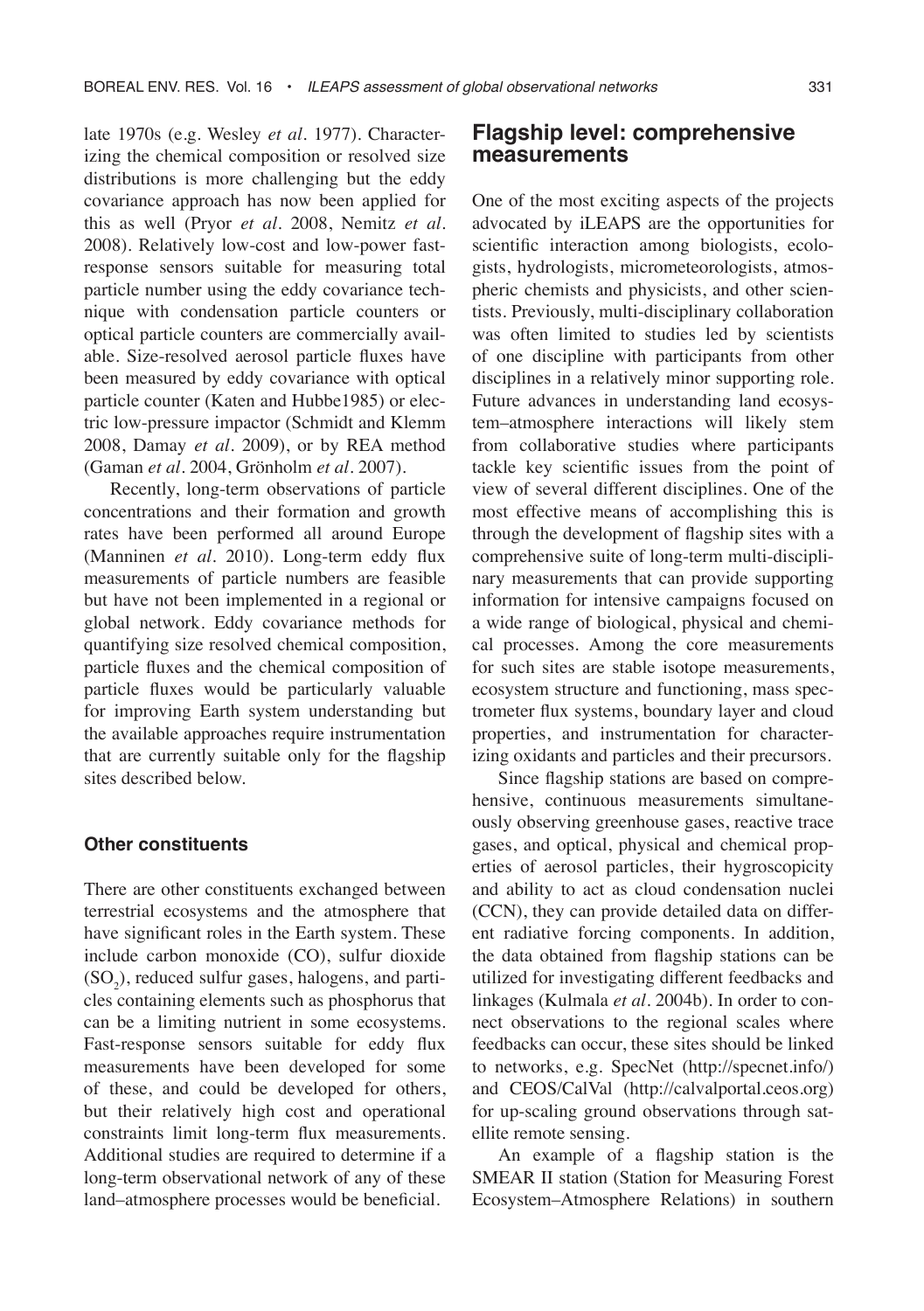late 1970s (e.g. Wesley *et al*. 1977). Characterizing the chemical composition or resolved size distributions is more challenging but the eddy covariance approach has now been applied for this as well (Pryor *et al*. 2008, Nemitz *et al*. 2008). Relatively low-cost and low-power fast-response sensors suitable for measuring total particle number using the eddy covariance technique with condensation particle counters or optical particle counters are commercially available. Size-resolved aerosol particle fluxes have been measured by eddy covariance with optical particle counter (Katen and Hubbe1985) or electric low-pressure impactor (Schmidt and Klemm 2008, Damay *et al*. 2009), or by REA method (Gaman *et al*. 2004, Grönholm *et al*. 2007).

Recently, long-term observations of particle concentrations and their formation and growth rates have been performed all around Europe (Manninen *et al*. 2010). Long-term eddy flux measurements of particle numbers are feasible but have not been implemented in a regional or global network. Eddy covariance methods for quantifying size resolved chemical composition, particle fluxes and the chemical composition of particle fluxes would be particularly valuable for improving Earth system understanding but the available approaches require instrumentation that are currently suitable only for the flagship sites described below.

### Other constituents

There are other constituents exchanged between terrestrial ecosystems and the atmosphere that have significant roles in the Earth system. These include carbon monoxide (CO), sulfur dioxide ($SO_2$), reduced sulfur gases, halogens, and particles containing elements such as phosphorus that can be a limiting nutrient in some ecosystems. Fast-response sensors suitable for eddy flux measurements have been developed for some of these, and could be developed for others, but their relatively high cost and operational constraints limit long-term flux measurements. Additional studies are required to determine if a long-term observational network of any of these land–atmosphere processes would be beneficial.

## Flagship level: comprehensive measurements

One of the most exciting aspects of the projects advocated by iLEAPS are the opportunities for scientific interaction among biologists, ecologists, hydrologists, micrometeorologists, atmospheric chemists and physicists, and other scientists. Previously, multi-disciplinary collaboration was often limited to studies led by scientists of one discipline with participants from other disciplines in a relatively minor supporting role. Future advances in understanding land ecosystem–atmosphere interactions will likely stem from collaborative studies where participants tackle key scientific issues from the point of view of several different disciplines. One of the most effective means of accomplishing this is through the development of flagship sites with a comprehensive suite of long-term multi-disciplinary measurements that can provide supporting information for intensive campaigns focused on a wide range of biological, physical and chemical processes. Among the core measurements for such sites are stable isotope measurements, ecosystem structure and functioning, mass spectrometer flux systems, boundary layer and cloud properties, and instrumentation for characterizing oxidants and particles and their precursors.

Since flagship stations are based on comprehensive, continuous measurements simultaneously observing greenhouse gases, reactive trace gases, and optical, physical and chemical properties of aerosol particles, their hygroscopicity and ability to act as cloud condensation nuclei (CCN), they can provide detailed data on different radiative forcing components. In addition, the data obtained from flagship stations can be utilized for investigating different feedbacks and linkages (Kulmala *et al*. 2004b). In order to connect observations to the regional scales where feedbacks can occur, these sites should be linked to networks, e.g. SpecNet (http://specnet.info/) and CEOS/CalVal (http://calvalportal.ceos.org) for up-scaling ground observations through satellite remote sensing.

An example of a flagship station is the SMEAR II station (Station for Measuring Forest Ecosystem–Atmosphere Relations) in southern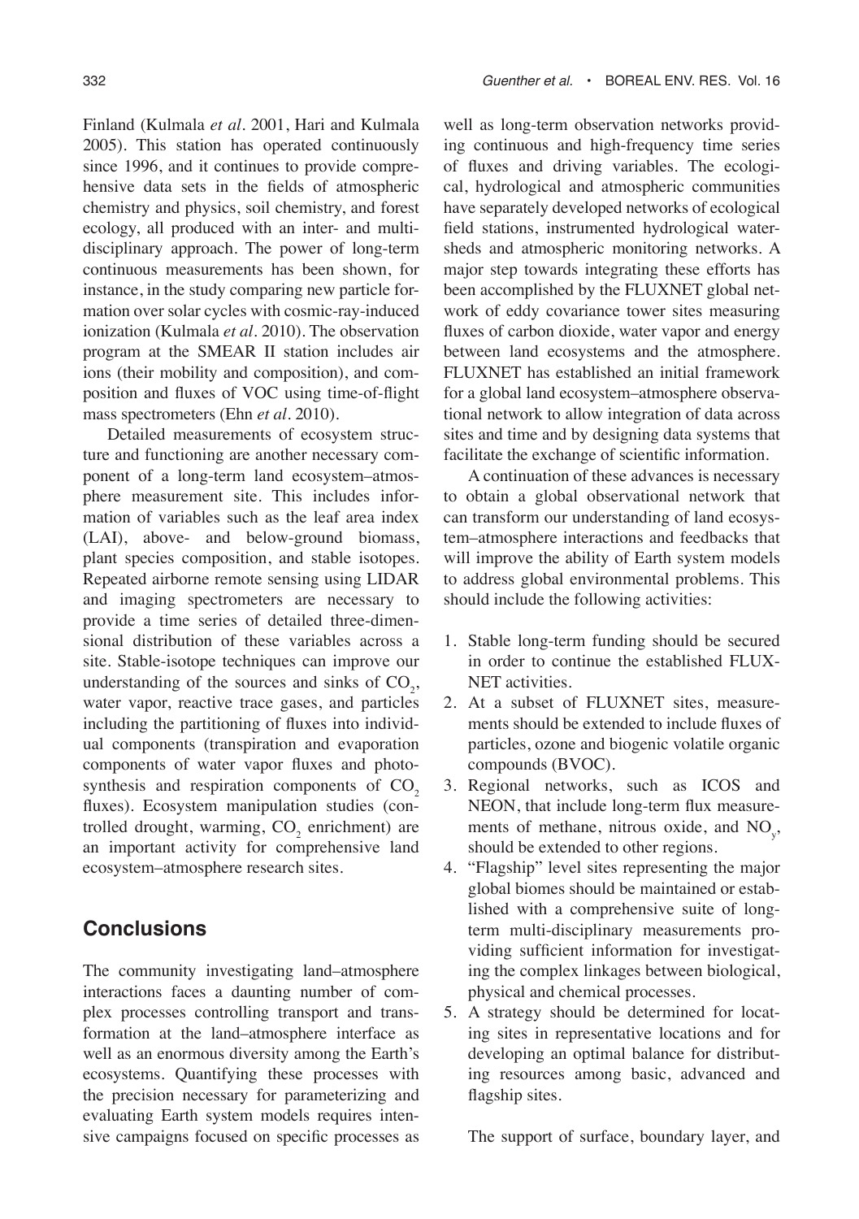Finland (Kulmala *et al*. 2001, Hari and Kulmala 2005). This station has operated continuously since 1996, and it continues to provide comprehensive data sets in the fields of atmospheric chemistry and physics, soil chemistry, and forest ecology, all produced with an inter- and multidisciplinary approach. The power of long-term continuous measurements has been shown, for instance, in the study comparing new particle formation over solar cycles with cosmic-ray-induced ionization (Kulmala *et al*. 2010). The observation program at the SMEAR II station includes air ions (their mobility and composition), and composition and fluxes of VOC using time-of-flight mass spectrometers (Ehn *et al*. 2010).

Detailed measurements of ecosystem structure and functioning are another necessary component of a long-term land ecosystem–atmosphere measurement site. This includes information of variables such as the leaf area index (LAI), above- and below-ground biomass, plant species composition, and stable isotopes. Repeated airborne remote sensing using LIDAR and imaging spectrometers are necessary to provide a time series of detailed three-dimensional distribution of these variables across a site. Stable-isotope techniques can improve our understanding of the sources and sinks of $CO_2$, water vapor, reactive trace gases, and particles including the partitioning of fluxes into individual components (transpiration and evaporation components of water vapor fluxes and photosynthesis and respiration components of $CO_2$ fluxes). Ecosystem manipulation studies (controlled drought, warming, $CO_2$ enrichment) are an important activity for comprehensive land ecosystem–atmosphere research sites.

## Conclusions

The community investigating land–atmosphere interactions faces a daunting number of complex processes controlling transport and transformation at the land–atmosphere interface as well as an enormous diversity among the Earth's ecosystems. Quantifying these processes with the precision necessary for parameterizing and evaluating Earth system models requires intensive campaigns focused on specific processes as well as long-term observation networks providing continuous and high-frequency time series of fluxes and driving variables. The ecological, hydrological and atmospheric communities have separately developed networks of ecological field stations, instrumented hydrological watersheds and atmospheric monitoring networks. A major step towards integrating these efforts has been accomplished by the FLUXNET global network of eddy covariance tower sites measuring fluxes of carbon dioxide, water vapor and energy between land ecosystems and the atmosphere. FLUXNET has established an initial framework for a global land ecosystem–atmosphere observational network to allow integration of data across sites and time and by designing data systems that facilitate the exchange of scientific information.

A continuation of these advances is necessary to obtain a global observational network that can transform our understanding of land ecosystem–atmosphere interactions and feedbacks that will improve the ability of Earth system models to address global environmental problems. This should include the following activities:

1. Stable long-term funding should be secured in order to continue the established FLUXNET activities.
2. At a subset of FLUXNET sites, measurements should be extended to include fluxes of particles, ozone and biogenic volatile organic compounds (BVOC).
3. Regional networks, such as ICOS and NEON, that include long-term flux measurements of methane, nitrous oxide, and $NO_y$, should be extended to other regions.
4. "Flagship" level sites representing the major global biomes should be maintained or established with a comprehensive suite of long-term multi-disciplinary measurements providing sufficient information for investigating the complex linkages between biological, physical and chemical processes.
5. A strategy should be determined for locating sites in representative locations and for developing an optimal balance for distributing resources among basic, advanced and flagship sites.

The support of surface, boundary layer, and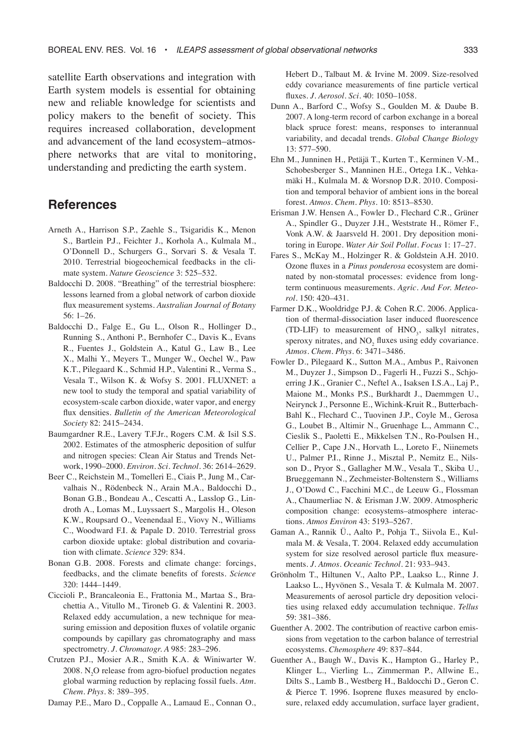satellite Earth observations and integration with Earth system models is essential for obtaining new and reliable knowledge for scientists and policy makers to the benefit of society. This requires increased collaboration, development and advancement of the land ecosystem–atmosphere networks that are vital to monitoring, understanding and predicting the earth system.

## References

Arneth A., Harrison S.P., Zaehle S., Tsigaridis K., Menon S., Bartlein P.J., Feichter J., Korhola A., Kulmala M., O'Donnell D., Schurgers G., Sorvari S. & Vesala T. 2010. Terrestrial biogeochemical feedbacks in the climate system. *Nature Geoscience* 3: 525–532.

Baldocchi D. 2008. "Breathing" of the terrestrial biosphere: lessons learned from a global network of carbon dioxide flux measurement systems. *Australian Journal of Botany* 56: 1–26.

Baldocchi D., Falge E., Gu L., Olson R., Hollinger D., Running S., Anthoni P., Bernhofer C., Davis K., Evans R., Fuentes J., Goldstein A., Katul G., Law B., Lee X., Malhi Y., Meyers T., Munger W., Oechel W., Paw K.T., Pilegaard K., Schmid H.P., Valentini R., Verma S., Vesala T., Wilson K. & Wofsy S. 2001. FLUXNET: a new tool to study the temporal and spatial variability of ecosystem-scale carbon dioxide, water vapor, and energy flux densities. *Bulletin of the American Meteorological Society* 82: 2415–2434.

Baumgardner R.E., Lavery T.F.Jr., Rogers C.M. & Isil S.S. 2002. Estimates of the atmospheric deposition of sulfur and nitrogen species: Clean Air Status and Trends Network, 1990–2000. *Environ. Sci. Technol.* 36: 2614–2629.

Beer C., Reichstein M., Tomelleri E., Ciais P., Jung M., Carvalhais N., Rödenbeck N., Arain M.A., Baldocchi D., Bonan G.B., Bondeau A., Cescatti A., Lasslop G., Lindroth A., Lomas M., Luyssaert S., Margolis H., Oleson K.W., Roupsard O., Veenendaal E., Viovy N., Williams C., Woodward F.I. & Papale D. 2010. Terrestrial gross carbon dioxide uptake: global distribution and covariation with climate. *Science* 329: 834.

Bonan G.B. 2008. Forests and climate change: forcings, feedbacks, and the climate benefits of forests. *Science* 320: 1444–1449.

Ciccioli P., Brancaleonia E., Frattonia M., Martaa S., Brachettia A., Vitullo M., Tironeb G. & Valentini R. 2003. Relaxed eddy accumulation, a new technique for measuring emission and deposition fluxes of volatile organic compounds by capillary gas chromatography and mass spectrometry. *J. Chromatogr. A* 985: 283–296.

Crutzen P.J., Mosier A.R., Smith K.A. & Winiwarter W. 2008. $N_2O$ release from agro-biofuel production negates global warming reduction by replacing fossil fuels. *Atm. Chem. Phys.* 8: 389–395.

Damay P.E., Maro D., Coppalle A., Lamaud E., Connan O., Hebert D., Talbaut M. & Irvine M. 2009. Size-resolved eddy covariance measurements of fine particle vertical fluxes. *J. Aerosol. Sci.* 40: 1050–1058.

Dunn A., Barford C., Wofsy S., Goulden M. & Daube B. 2007. A long-term record of carbon exchange in a boreal black spruce forest: means, responses to interannual variability, and decadal trends. *Global Change Biology* 13: 577–590.

Ehn M., Junninen H., Petäjä T., Kurten T., Kerminen V.-M., Schobesberger S., Manninen H.E., Ortega I.K., Vehkamäki H., Kulmala M. & Worsnop D.R. 2010. Composition and temporal behavior of ambient ions in the boreal forest. *Atmos. Chem. Phys.* 10: 8513–8530.

Erisman J.W. Hensen A., Fowler D., Flechard C.R., Grüner A., Spindler G., Duyzer J.H., Weststrate H., Römer F., Vonk A.W. & Jaarsveld H. 2001. Dry deposition monitoring in Europe. *Water Air Soil Pollut. Focus* 1: 17–27.

Fares S., McKay M., Holzinger R. & Goldstein A.H. 2010. Ozone fluxes in a *Pinus ponderosa* ecosystem are dominated by non-stomatal processes: evidence from long-term continuous measurements. *Agric. And For. Meteorol.* 150: 420–431.

Farmer D.K., Wooldridge P.J. & Cohen R.C. 2006. Application of thermal-dissociation laser induced fluorescence (TD-LIF) to measurement of $HNO_3$, salkyl nitrates, speroxy nitrates, and $NO_2$ fluxes using eddy covariance. *Atmos. Chem. Phys.* 6: 3471–3486.

Fowler D., Pilegaard K., Sutton M.A., Ambus P., Raivonen M., Duyzer J., Simpson D., Fagerli H., Fuzzi S., Schjoerring J.K., Granier C., Neftel A., Isaksen I.S.A., Laj P., Maione M., Monks P.S., Burkhardt J., Daemmgen U., Neirynck J., Personne E., Wichink-Kruit R., Butterbach-Bahl K., Flechard C., Tuovinen J.P., Coyle M., Gerosa G., Loubet B., Altimir N., Gruenhage L., Ammann C., Cieslik S., Paoletti E., Mikkelsen T.N., Ro-Poulsen H., Cellier P., Cape J.N., Horvath L., Loreto F., Niinemets U., Palmer P.I., Rinne J., Misztal P., Nemitz E., Nilsson D., Pryor S., Gallagher M.W., Vesala T., Skiba U., Brueggemann N., Zechmeister-Boltenstern S., Williams J., O'Dowd C., Facchini M.C., de Leeuw G., Flossman A., Chaumerliac N. & Erisman J.W. 2009. Atmospheric composition change: ecosystems–atmosphere interactions. *Atmos Environ* 43: 5193–5267.

Gaman A., Rannik Ü., Aalto P., Pohja T., Siivola E., Kulmala M. & Vesala, T. 2004. Relaxed eddy accumulation system for size resolved aerosol particle flux measurements. *J. Atmos. Oceanic Technol.* 21: 933–943.

Grönholm T., Hiltunen V., Aalto P.P., Laakso L., Rinne J. Laakso L., Hyvönen S., Vesala T. & Kulmala M. 2007. Measurements of aerosol particle dry deposition velocities using relaxed eddy accumulation technique. *Tellus* 59: 381–386.

Guenther A. 2002. The contribution of reactive carbon emissions from vegetation to the carbon balance of terrestrial ecosystems. *Chemosphere* 49: 837–844.

Guenther A., Baugh W., Davis K., Hampton G., Harley P., Klinger L., Vierling L., Zimmerman P., Allwine E., Dilts S., Lamb B., Westberg H., Baldocchi D., Geron C. & Pierce T. 1996. Isoprene fluxes measured by enclosure, relaxed eddy accumulation, surface layer gradient,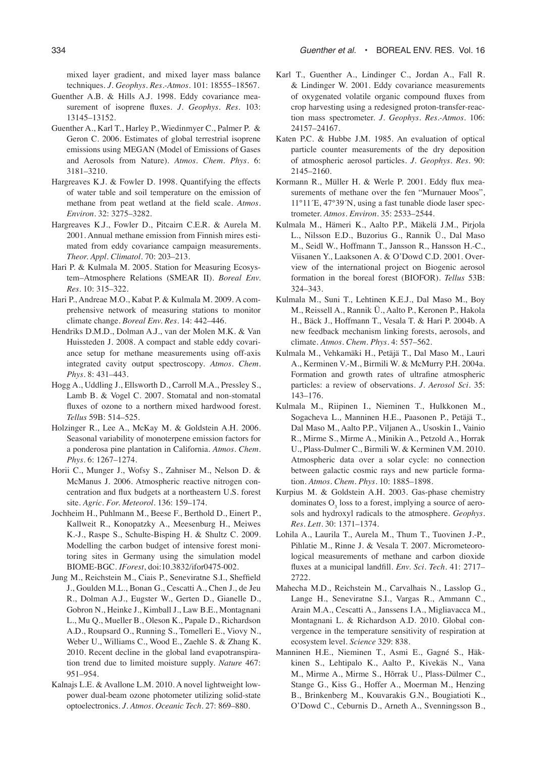mixed layer gradient, and mixed layer mass balance techniques. *J. Geophys. Res.-Atmos.* 101: 18555–18567.

Guenther A.B. & Hills A.J. 1998. Eddy covariance measurement of isoprene fluxes. *J. Geophys. Res.* 103: 13145–13152.

Guenther A., Karl T., Harley P., Wiedinmyer C., Palmer P. & Geron C. 2006. Estimates of global terrestrial isoprene emissions using MEGAN (Model of Emissions of Gases and Aerosols from Nature). *Atmos. Chem. Phys.* 6: 3181–3210.

Hargreaves K.J. & Fowler D. 1998. Quantifying the effects of water table and soil temperature on the emission of methane from peat wetland at the field scale. *Atmos. Environ.* 32: 3275–3282.

Hargreaves K.J., Fowler D., Pitcairn C.E.R. & Aurela M. 2001. Annual methane emission from Finnish mires estimated from eddy covariance campaign measurements. *Theor. Appl. Climatol.* 70: 203–213.

Hari P. & Kulmala M. 2005. Station for Measuring Ecosystem–Atmosphere Relations (SMEAR II). *Boreal Env. Res.* 10: 315–322.

Hari P., Andreae M.O., Kabat P. & Kulmala M. 2009. A comprehensive network of measuring stations to monitor climate change. *Boreal Env. Res.* 14: 442–446.

Hendriks D.M.D., Dolman A.J., van der Molen M.K. & Van Huissteden J. 2008. A compact and stable eddy covariance setup for methane measurements using off-axis integrated cavity output spectroscopy. *Atmos. Chem. Phys.* 8: 431–443.

Hogg A., Uddling J., Ellsworth D., Carroll M.A., Pressley S., Lamb B. & Vogel C. 2007. Stomatal and non-stomatal fluxes of ozone to a northern mixed hardwood forest. *Tellus* 59B: 514–525.

Holzinger R., Lee A., McKay M. & Goldstein A.H. 2006. Seasonal variability of monoterpene emission factors for a ponderosa pine plantation in California. *Atmos. Chem. Phys.* 6: 1267–1274.

Horii C., Munger J., Wofsy S., Zahniser M., Nelson D. & McManus J. 2006. Atmospheric reactive nitrogen concentration and flux budgets at a northeastern U.S. forest site. *Agric. For. Meteorol.* 136: 159–174.

Jochheim H., Puhlmann M., Beese F., Berthold D., Einert P., Kallweit R., Konopatzky A., Meesenburg H., Meiwes K.-J., Raspe S., Schulte-Bisping H. & Shultz C. 2009. Modelling the carbon budget of intensive forest monitoring sites in Germany using the simulation model BIOME-BGC. *IForest*, doi:10.3832/ifor0475-002.

Jung M., Reichstein M., Ciais P., Seneviratne S.I., Sheffield J., Goulden M.L., Bonan G., Cescatti A., Chen J., de Jeu R., Dolman A.J., Eugster W., Gerten D., Gianelle D., Gobron N., Heinke J., Kimball J., Law B.E., Montagnani L., Mu Q., Mueller B., Oleson K., Papale D., Richardson A.D., Roupsard O., Running S., Tomelleri E., Viovy N., Weber U., Williams C., Wood E., Zaehle S. & Zhang K. 2010. Recent decline in the global land evapotranspiration trend due to limited moisture supply. *Nature* 467: 951–954.

Kalnajs L.E. & Avallone L.M. 2010. A novel lightweight low-power dual-beam ozone photometer utilizing solid-state optoelectronics. *J. Atmos. Oceanic Tech.* 27: 869–880.

Karl T., Guenther A., Lindinger C., Jordan A., Fall R. & Lindinger W. 2001. Eddy covariance measurements of oxygenated volatile organic compound fluxes from crop harvesting using a redesigned proton-transfer-reaction mass spectrometer. *J. Geophys. Res.-Atmos.* 106: 24157–24167.

Katen P.C. & Hubbe J.M. 1985. An evaluation of optical particle counter measurements of the dry deposition of atmospheric aerosol particles. *J. Geophys. Res.* 90: 2145–2160.

Kormann R., Müller H. & Werle P. 2001. Eddy flux measurements of methane over the fen "Murnauer Moos", 11°11´E, 47°39´N, using a fast tunable diode laser spectrometer. *Atmos. Environ.* 35: 2533–2544.

Kulmala M., Hämeri K., Aalto P.P., Mäkelä J.M., Pirjola L., Nilsson E.D., Buzorius G., Rannik Ü., Dal Maso M., Seidl W., Hoffmann T., Jansson R., Hansson H.-C., Viisanen Y., Laaksonen A. & O'Dowd C.D. 2001. Overview of the international project on Biogenic aerosol formation in the boreal forest (BIOFOR). *Tellus* 53B: 324–343.

Kulmala M., Suni T., Lehtinen K.E.J., Dal Maso M., Boy M., Reissell A., Rannik Ü., Aalto P., Keronen P., Hakola H., Bäck J., Hoffmann T., Vesala T. & Hari P. 2004b. A new feedback mechanism linking forests, aerosols, and climate. *Atmos. Chem. Phys.* 4: 557–562.

Kulmala M., Vehkamäki H., Petäjä T., Dal Maso M., Lauri A., Kerminen V.-M., Birmili W. & McMurry P.H. 2004a. Formation and growth rates of ultrafine atmospheric particles: a review of observations. *J. Aerosol Sci.* 35: 143–176.

Kulmala M., Riipinen I., Nieminen T., Hulkkonen M., Sogacheva L., Manninen H.E., Paasonen P., Petäjä T., Dal Maso M., Aalto P.P., Viljanen A., Usoskin I., Vainio R., Mirme S., Mirme A., Minikin A., Petzold A., Horrak U., Plass-Dulmer C., Birmili W. & Kerminen V.M. 2010. Atmospheric data over a solar cycle: no connection between galactic cosmic rays and new particle formation. *Atmos. Chem. Phys.* 10: 1885–1898.

Kurpius M. & Goldstein A.H. 2003. Gas-phase chemistry dominates $O_3$ loss to a forest, implying a source of aerosols and hydroxyl radicals to the atmosphere. *Geophys. Res. Lett.* 30: 1371–1374.

Lohila A., Laurila T., Aurela M., Thum T., Tuovinen J.-P., Pihlatie M., Rinne J. & Vesala T. 2007. Micrometeorological measurements of methane and carbon dioxide fluxes at a municipal landfill. *Env. Sci. Tech.* 41: 2717–2722.

Mahecha M.D., Reichstein M., Carvalhais N., Lasslop G., Lange H., Seneviratne S.I., Vargas R., Ammann C., Arain M.A., Cescatti A., Janssens I.A., Migliavacca M., Montagnani L. & Richardson A.D. 2010. Global convergence in the temperature sensitivity of respiration at ecosystem level. *Science* 329: 838.

Manninen H.E., Nieminen T., Asmi E., Gagné S., Häkkinen S., Lehtipalo K., Aalto P., Kivekäs N., Vana M., Mirme A., Mirme S., Hõrrak U., Plass-Dülmer C., Stange G., Kiss G., Hoffer A., Moerman M., Henzing B., Brinkenberg M., Kouvarakis G.N., Bougiatioti K., O'Dowd C., Ceburnis D., Arneth A., Svenningsson B.,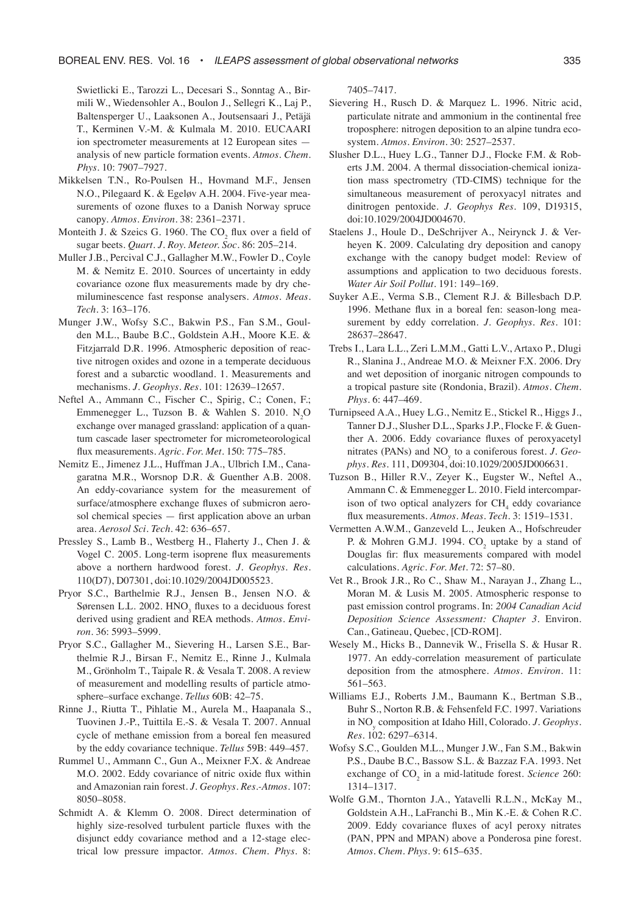Swietlicki E., Tarozzi L., Decesari S., Sonntag A., Birmili W., Wiedensohler A., Boulon J., Sellegri K., Laj P., Baltensperger U., Laaksonen A., Joutsensaari J., Petäjä T., Kerminen V.-M. & Kulmala M. 2010. EUCAARI ion spectrometer measurements at 12 European sites — analysis of new particle formation events. *Atmos. Chem. Phys.* 10: 7907–7927.

Mikkelsen T.N., Ro-Poulsen H., Hovmand M.F., Jensen N.O., Pilegaard K. & Egeløv A.H. 2004. Five-year measurements of ozone fluxes to a Danish Norway spruce canopy. *Atmos. Environ.* 38: 2361–2371.

Monteith J. & Szeics G. 1960. The $CO_2$ flux over a field of sugar beets. *Quart. J. Roy. Meteor. Soc.* 86: 205–214.

Muller J.B., Percival C.J., Gallagher M.W., Fowler D., Coyle M. & Nemitz E. 2010. Sources of uncertainty in eddy covariance ozone flux measurements made by dry chemiluminescence fast response analysers. *Atmos. Meas. Tech.* 3: 163–176.

Munger J.W., Wofsy S.C., Bakwin P.S., Fan S.M., Goulden M.L., Baube B.C., Goldstein A.H., Moore K.E. & Fitzjarrald D.R. 1996. Atmospheric deposition of reactive nitrogen oxides and ozone in a temperate deciduous forest and a subarctic woodland. 1. Measurements and mechanisms. *J. Geophys. Res.* 101: 12639–12657.

Neftel A., Ammann C., Fischer C., Spirig, C.; Conen, F.; Emmenegger L., Tuzson B. & Wahlen S. 2010. $N_2O$ exchange over managed grassland: application of a quantum cascade laser spectrometer for micrometeorological flux measurements. *Agric. For. Met.* 150: 775–785.

Nemitz E., Jimenez J.L., Huffman J.A., Ulbrich I.M., Canagaratna M.R., Worsnop D.R. & Guenther A.B. 2008. An eddy-covariance system for the measurement of surface/atmosphere exchange fluxes of submicron aerosol chemical species — first application above an urban area. *Aerosol Sci. Tech.* 42: 636–657.

Pressley S., Lamb B., Westberg H., Flaherty J., Chen J. & Vogel C. 2005. Long-term isoprene flux measurements above a northern hardwood forest. *J. Geophys. Res.* 110(D7), D07301, doi:10.1029/2004JD005523.

Pryor S.C., Barthelmie R.J., Jensen B., Jensen N.O. & Sørensen L.L. 2002. $HNO_3$ fluxes to a deciduous forest derived using gradient and REA methods. *Atmos. Environ.* 36: 5993–5999.

Pryor S.C., Gallagher M., Sievering H., Larsen S.E., Barthelmie R.J., Birsan F., Nemitz E., Rinne J., Kulmala M., Grönholm T., Taipale R. & Vesala T. 2008. A review of measurement and modelling results of particle atmosphere–surface exchange. *Tellus* 60B: 42–75.

Rinne J., Riutta T., Pihlatie M., Aurela M., Haapanala S., Tuovinen J.-P., Tuittila E.-S. & Vesala T. 2007. Annual cycle of methane emission from a boreal fen measured by the eddy covariance technique. *Tellus* 59B: 449–457.

Rummel U., Ammann C., Gun A., Meixner F.X. & Andreae M.O. 2002. Eddy covariance of nitric oxide flux within and Amazonian rain forest. *J. Geophys. Res.-Atmos.* 107: 8050–8058.

Schmidt A. & Klemm O. 2008. Direct determination of highly size-resolved turbulent particle fluxes with the disjunct eddy covariance method and a 12-stage electrical low pressure impactor. *Atmos. Chem. Phys.* 8: 7405–7417.

Sievering H., Rusch D. & Marquez L. 1996. Nitric acid, particulate nitrate and ammonium in the continental free troposphere: nitrogen deposition to an alpine tundra ecosystem. *Atmos. Environ.* 30: 2527–2537.

Slusher D.L., Huey L.G., Tanner D.J., Flocke F.M. & Roberts J.M. 2004. A thermal dissociation-chemical ionization mass spectrometry (TD-CIMS) technique for the simultaneous measurement of peroxyacyl nitrates and dinitrogen pentoxide. *J. Geophys Res.* 109, D19315, doi:10.1029/2004JD004670.

Staelens J., Houle D., DeSchrijver A., Neirynck J. & Verheyen K. 2009. Calculating dry deposition and canopy exchange with the canopy budget model: Review of assumptions and application to two deciduous forests. *Water Air Soil Pollut.* 191: 149–169.

Suyker A.E., Verma S.B., Clement R.J. & Billesbach D.P. 1996. Methane flux in a boreal fen: season-long measurement by eddy correlation. *J. Geophys. Res.* 101: 28637–28647.

Trebs I., Lara L.L., Zeri L.M.M., Gatti L.V., Artaxo P., Dlugi R., Slanina J., Andreae M.O. & Meixner F.X. 2006. Dry and wet deposition of inorganic nitrogen compounds to a tropical pasture site (Rondonia, Brazil). *Atmos. Chem. Phys.* 6: 447–469.

Turnipseed A.A., Huey L.G., Nemitz E., Stickel R., Higgs J., Tanner D.J., Slusher D.L., Sparks J.P., Flocke F. & Guenther A. 2006. Eddy covariance fluxes of peroxyacetyl nitrates (PANs) and $NO_y$ to a coniferous forest. *J. Geophys. Res.* 111, D09304, doi:10.1029/2005JD006631.

Tuzson B., Hiller R.V., Zeyer K., Eugster W., Neftel A., Ammann C. & Emmenegger L. 2010. Field intercomparison of two optical analyzers for $CH_4$ eddy covariance flux measurements. *Atmos. Meas. Tech.* 3: 1519–1531.

Vermetten A.W.M., Ganzeveld L., Jeuken A., Hofschreuder P. & Mohren G.M.J. 1994. $CO_2$ uptake by a stand of Douglas fir: flux measurements compared with model calculations. *Agric. For. Met.* 72: 57–80.

Vet R., Brook J.R., Ro C., Shaw M., Narayan J., Zhang L., Moran M. & Lusis M. 2005. Atmospheric response to past emission control programs. In: *2004 Canadian Acid Deposition Science Assessment: Chapter 3*. Environ. Can., Gatineau, Quebec, [CD-ROM].

Wesely M., Hicks B., Dannevik W., Frisella S. & Husar R. 1977. An eddy-correlation measurement of particulate deposition from the atmosphere. *Atmos. Environ.* 11: 561–563.

Williams E.J., Roberts J.M., Baumann K., Bertman S.B., Buhr S., Norton R.B. & Fehsenfeld F.C. 1997. Variations in $NO_y$ composition at Idaho Hill, Colorado. *J. Geophys. Res.* 102: 6297–6314.

Wofsy S.C., Goulden M.L., Munger J.W., Fan S.M., Bakwin P.S., Daube B.C., Bassow S.L. & Bazzaz F.A. 1993. Net exchange of $CO_2$ in a mid-latitude forest. *Science* 260: 1314–1317.

Wolfe G.M., Thornton J.A., Yatavelli R.L.N., McKay M., Goldstein A.H., LaFranchi B., Min K.-E. & Cohen R.C. 2009. Eddy covariance fluxes of acyl peroxy nitrates (PAN, PPN and MPAN) above a Ponderosa pine forest. *Atmos. Chem. Phys.* 9: 615–635.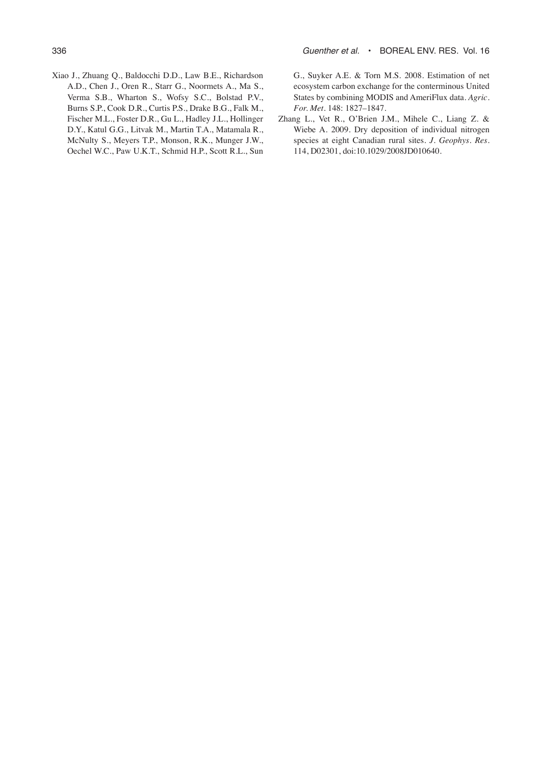Xiao J., Zhuang Q., Baldocchi D.D., Law B.E., Richardson A.D., Chen J., Oren R., Starr G., Noormets A., Ma S., Verma S.B., Wharton S., Wofsy S.C., Bolstad P.V., Burns S.P., Cook D.R., Curtis P.S., Drake B.G., Falk M., Fischer M.L., Foster D.R., Gu L., Hadley J.L., Hollinger D.Y., Katul G.G., Litvak M., Martin T.A., Matamala R., McNulty S., Meyers T.P., Monson, R.K., Munger J.W., Oechel W.C., Paw U.K.T., Schmid H.P., Scott R.L., Sun G., Suyker A.E. & Torn M.S. 2008. Estimation of net ecosystem carbon exchange for the conterminous United States by combining MODIS and AmeriFlux data. *Agric. For. Met.* 148: 1827–1847.

Zhang L., Vet R., O'Brien J.M., Mihele C., Liang Z. & Wiebe A. 2009. Dry deposition of individual nitrogen species at eight Canadian rural sites. *J. Geophys. Res.* 114, D02301, doi:10.1029/2008JD010640.